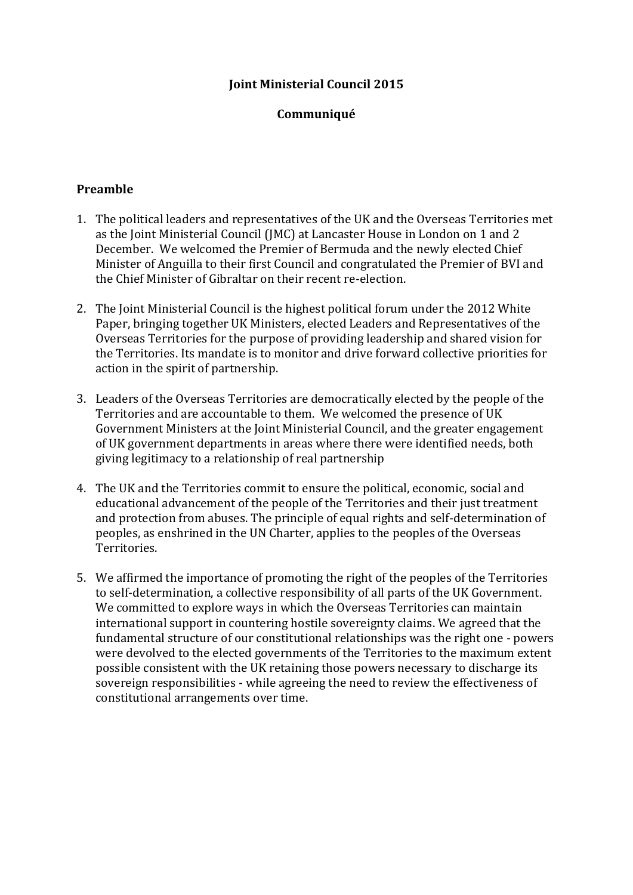**Joint Ministerial Council 2015**

**Communiqué**

## Preamble

1. The political leaders and representatives of the UK and the Overseas Territories met as the Joint Ministerial Council (JMC) at Lancaster House in London on 1 and 2 December. We welcomed the Premier of Bermuda and the newly elected Chief Minister of Anguilla to their first Council and congratulated the Premier of BVI and the Chief Minister of Gibraltar on their recent re-election.

2. The Joint Ministerial Council is the highest political forum under the 2012 White Paper, bringing together UK Ministers, elected Leaders and Representatives of the Overseas Territories for the purpose of providing leadership and shared vision for the Territories. Its mandate is to monitor and drive forward collective priorities for action in the spirit of partnership.

3. Leaders of the Overseas Territories are democratically elected by the people of the Territories and are accountable to them. We welcomed the presence of UK Government Ministers at the Joint Ministerial Council, and the greater engagement of UK government departments in areas where there were identified needs, both giving legitimacy to a relationship of real partnership

4. The UK and the Territories commit to ensure the political, economic, social and educational advancement of the people of the Territories and their just treatment and protection from abuses. The principle of equal rights and self-determination of peoples, as enshrined in the UN Charter, applies to the peoples of the Overseas Territories.

5. We affirmed the importance of promoting the right of the peoples of the Territories to self-determination, a collective responsibility of all parts of the UK Government. We committed to explore ways in which the Overseas Territories can maintain international support in countering hostile sovereignty claims. We agreed that the fundamental structure of our constitutional relationships was the right one - powers were devolved to the elected governments of the Territories to the maximum extent possible consistent with the UK retaining those powers necessary to discharge its sovereign responsibilities - while agreeing the need to review the effectiveness of constitutional arrangements over time.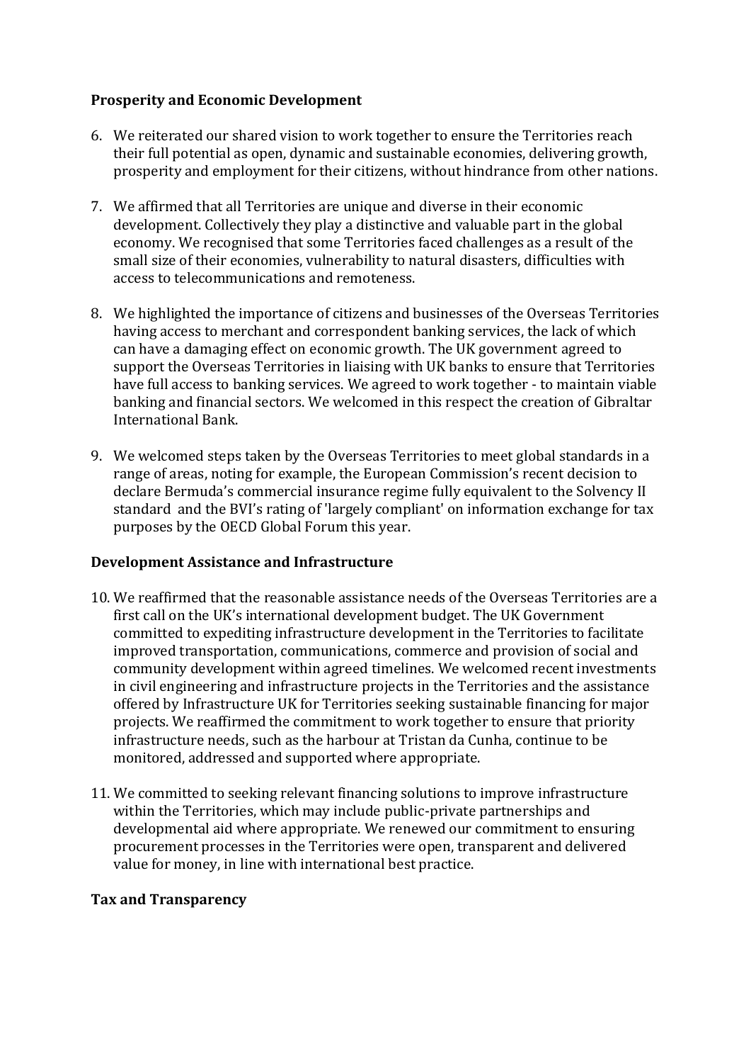**Prosperity and Economic Development**

6. We reiterated our shared vision to work together to ensure the Territories reach their full potential as open, dynamic and sustainable economies, delivering growth, prosperity and employment for their citizens, without hindrance from other nations.

7. We affirmed that all Territories are unique and diverse in their economic development. Collectively they play a distinctive and valuable part in the global economy. We recognised that some Territories faced challenges as a result of the small size of their economies, vulnerability to natural disasters, difficulties with access to telecommunications and remoteness.

8. We highlighted the importance of citizens and businesses of the Overseas Territories having access to merchant and correspondent banking services, the lack of which can have a damaging effect on economic growth. The UK government agreed to support the Overseas Territories in liaising with UK banks to ensure that Territories have full access to banking services. We agreed to work together - to maintain viable banking and financial sectors. We welcomed in this respect the creation of Gibraltar International Bank.

9. We welcomed steps taken by the Overseas Territories to meet global standards in a range of areas, noting for example, the European Commission's recent decision to declare Bermuda's commercial insurance regime fully equivalent to the Solvency II standard and the BVI's rating of 'largely compliant' on information exchange for tax purposes by the OECD Global Forum this year.

**Development Assistance and Infrastructure**

10. We reaffirmed that the reasonable assistance needs of the Overseas Territories are a first call on the UK's international development budget. The UK Government committed to expediting infrastructure development in the Territories to facilitate improved transportation, communications, commerce and provision of social and community development within agreed timelines. We welcomed recent investments in civil engineering and infrastructure projects in the Territories and the assistance offered by Infrastructure UK for Territories seeking sustainable financing for major projects. We reaffirmed the commitment to work together to ensure that priority infrastructure needs, such as the harbour at Tristan da Cunha, continue to be monitored, addressed and supported where appropriate.

11. We committed to seeking relevant financing solutions to improve infrastructure within the Territories, which may include public-private partnerships and developmental aid where appropriate. We renewed our commitment to ensuring procurement processes in the Territories were open, transparent and delivered value for money, in line with international best practice.

**Tax and Transparency**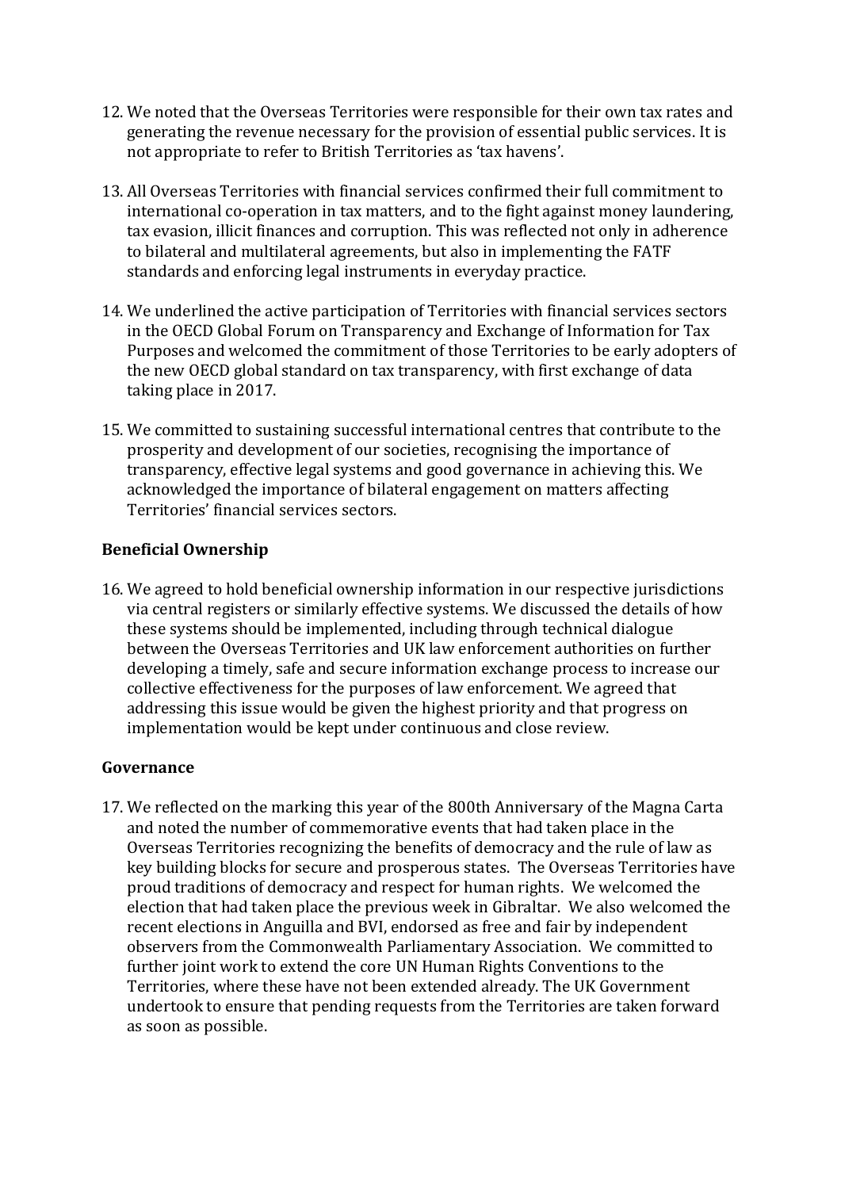12. We noted that the Overseas Territories were responsible for their own tax rates and generating the revenue necessary for the provision of essential public services. It is not appropriate to refer to British Territories as 'tax havens'.

13. All Overseas Territories with financial services confirmed their full commitment to international co-operation in tax matters, and to the fight against money laundering, tax evasion, illicit finances and corruption. This was reflected not only in adherence to bilateral and multilateral agreements, but also in implementing the FATF standards and enforcing legal instruments in everyday practice.

14. We underlined the active participation of Territories with financial services sectors in the OECD Global Forum on Transparency and Exchange of Information for Tax Purposes and welcomed the commitment of those Territories to be early adopters of the new OECD global standard on tax transparency, with first exchange of data taking place in 2017.

15. We committed to sustaining successful international centres that contribute to the prosperity and development of our societies, recognising the importance of transparency, effective legal systems and good governance in achieving this. We acknowledged the importance of bilateral engagement on matters affecting Territories' financial services sectors.

**Beneficial Ownership**

16. We agreed to hold beneficial ownership information in our respective jurisdictions via central registers or similarly effective systems. We discussed the details of how these systems should be implemented, including through technical dialogue between the Overseas Territories and UK law enforcement authorities on further developing a timely, safe and secure information exchange process to increase our collective effectiveness for the purposes of law enforcement. We agreed that addressing this issue would be given the highest priority and that progress on implementation would be kept under continuous and close review.

**Governance**

17. We reflected on the marking this year of the 800th Anniversary of the Magna Carta and noted the number of commemorative events that had taken place in the Overseas Territories recognizing the benefits of democracy and the rule of law as key building blocks for secure and prosperous states. The Overseas Territories have proud traditions of democracy and respect for human rights. We welcomed the election that had taken place the previous week in Gibraltar. We also welcomed the recent elections in Anguilla and BVI, endorsed as free and fair by independent observers from the Commonwealth Parliamentary Association. We committed to further joint work to extend the core UN Human Rights Conventions to the Territories, where these have not been extended already. The UK Government undertook to ensure that pending requests from the Territories are taken forward as soon as possible.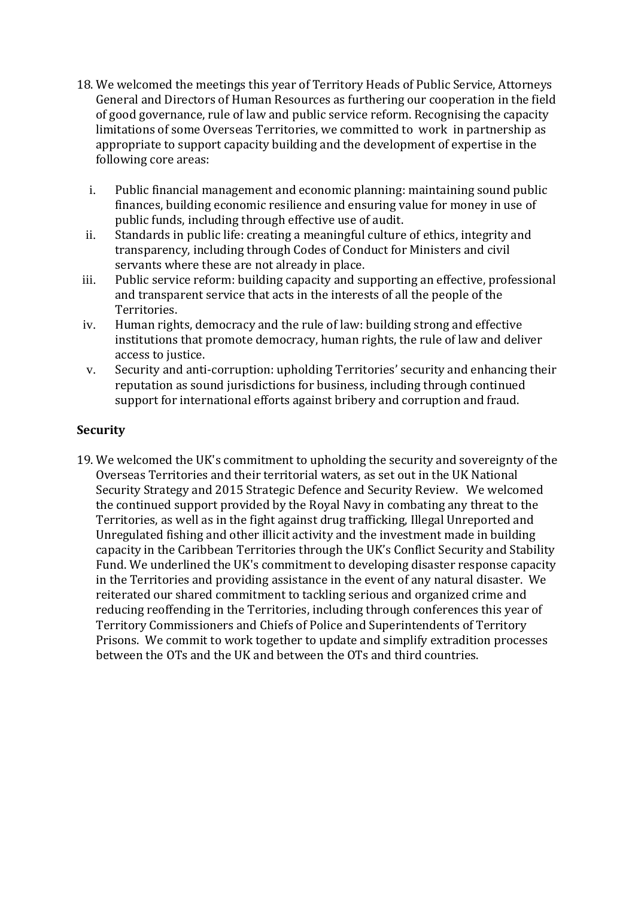18. We welcomed the meetings this year of Territory Heads of Public Service, Attorneys General and Directors of Human Resources as furthering our cooperation in the field of good governance, rule of law and public service reform. Recognising the capacity limitations of some Overseas Territories, we committed to work in partnership as appropriate to support capacity building and the development of expertise in the following core areas:

    i. Public financial management and economic planning: maintaining sound public finances, building economic resilience and ensuring value for money in use of public funds, including through effective use of audit.
    ii. Standards in public life: creating a meaningful culture of ethics, integrity and transparency, including through Codes of Conduct for Ministers and civil servants where these are not already in place.
    iii. Public service reform: building capacity and supporting an effective, professional and transparent service that acts in the interests of all the people of the Territories.
    iv. Human rights, democracy and the rule of law: building strong and effective institutions that promote democracy, human rights, the rule of law and deliver access to justice.
    v. Security and anti-corruption: upholding Territories' security and enhancing their reputation as sound jurisdictions for business, including through continued support for international efforts against bribery and corruption and fraud.

**Security**

19. We welcomed the UK's commitment to upholding the security and sovereignty of the Overseas Territories and their territorial waters, as set out in the UK National Security Strategy and 2015 Strategic Defence and Security Review. We welcomed the continued support provided by the Royal Navy in combating any threat to the Territories, as well as in the fight against drug trafficking, Illegal Unreported and Unregulated fishing and other illicit activity and the investment made in building capacity in the Caribbean Territories through the UK's Conflict Security and Stability Fund. We underlined the UK's commitment to developing disaster response capacity in the Territories and providing assistance in the event of any natural disaster. We reiterated our shared commitment to tackling serious and organized crime and reducing reoffending in the Territories, including through conferences this year of Territory Commissioners and Chiefs of Police and Superintendents of Territory Prisons. We commit to work together to update and simplify extradition processes between the OTs and the UK and between the OTs and third countries.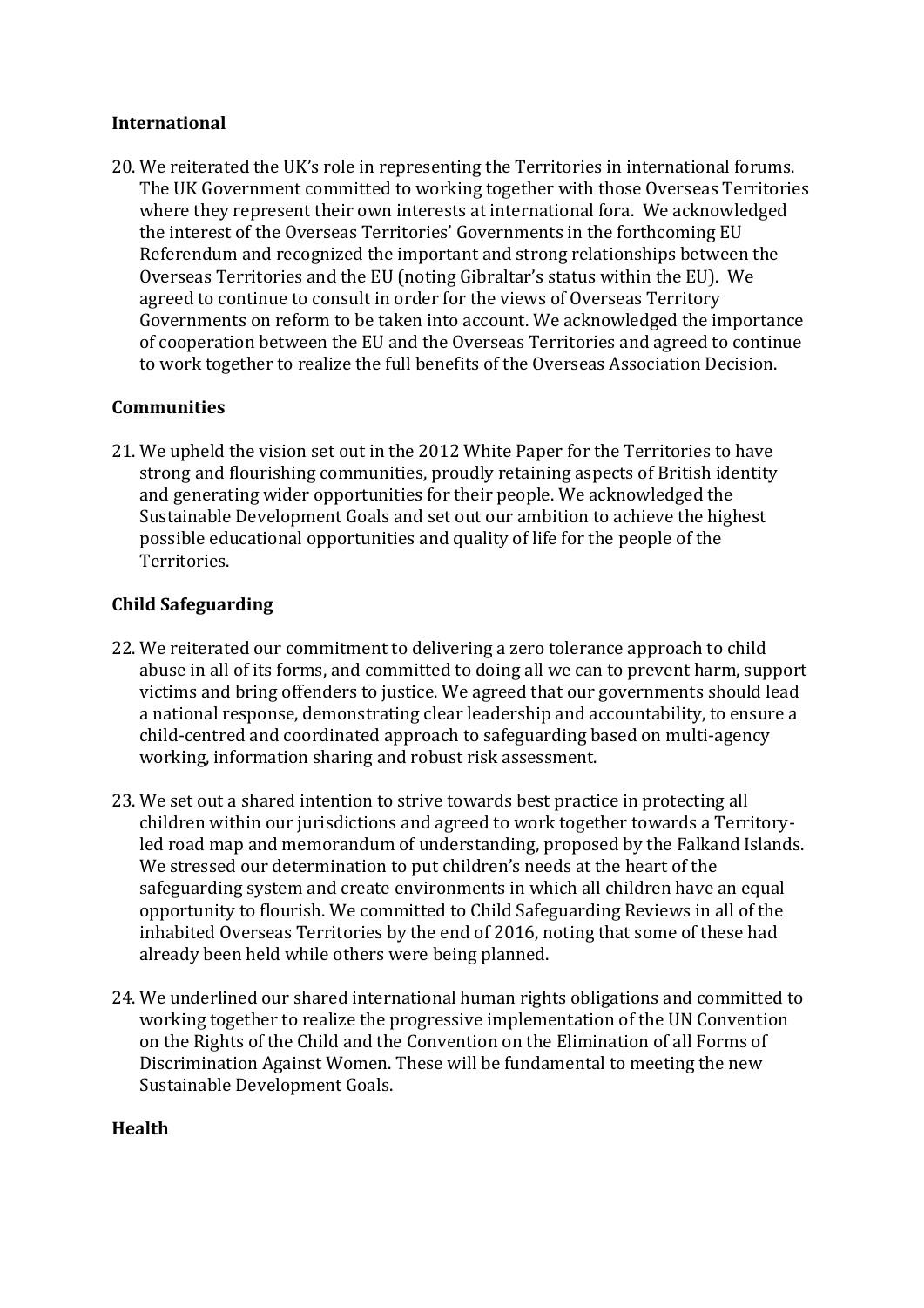**International**

20. We reiterated the UK's role in representing the Territories in international forums. The UK Government committed to working together with those Overseas Territories where they represent their own interests at international fora. We acknowledged the interest of the Overseas Territories' Governments in the forthcoming EU Referendum and recognized the important and strong relationships between the Overseas Territories and the EU (noting Gibraltar's status within the EU). We agreed to continue to consult in order for the views of Overseas Territory Governments on reform to be taken into account. We acknowledged the importance of cooperation between the EU and the Overseas Territories and agreed to continue to work together to realize the full benefits of the Overseas Association Decision.

**Communities**

21. We upheld the vision set out in the 2012 White Paper for the Territories to have strong and flourishing communities, proudly retaining aspects of British identity and generating wider opportunities for their people. We acknowledged the Sustainable Development Goals and set out our ambition to achieve the highest possible educational opportunities and quality of life for the people of the Territories.

**Child Safeguarding**

22. We reiterated our commitment to delivering a zero tolerance approach to child abuse in all of its forms, and committed to doing all we can to prevent harm, support victims and bring offenders to justice. We agreed that our governments should lead a national response, demonstrating clear leadership and accountability, to ensure a child-centred and coordinated approach to safeguarding based on multi-agency working, information sharing and robust risk assessment.

23. We set out a shared intention to strive towards best practice in protecting all children within our jurisdictions and agreed to work together towards a Territory-led road map and memorandum of understanding, proposed by the Falkand Islands. We stressed our determination to put children's needs at the heart of the safeguarding system and create environments in which all children have an equal opportunity to flourish. We committed to Child Safeguarding Reviews in all of the inhabited Overseas Territories by the end of 2016, noting that some of these had already been held while others were being planned.

24. We underlined our shared international human rights obligations and committed to working together to realize the progressive implementation of the UN Convention on the Rights of the Child and the Convention on the Elimination of all Forms of Discrimination Against Women. These will be fundamental to meeting the new Sustainable Development Goals.

**Health**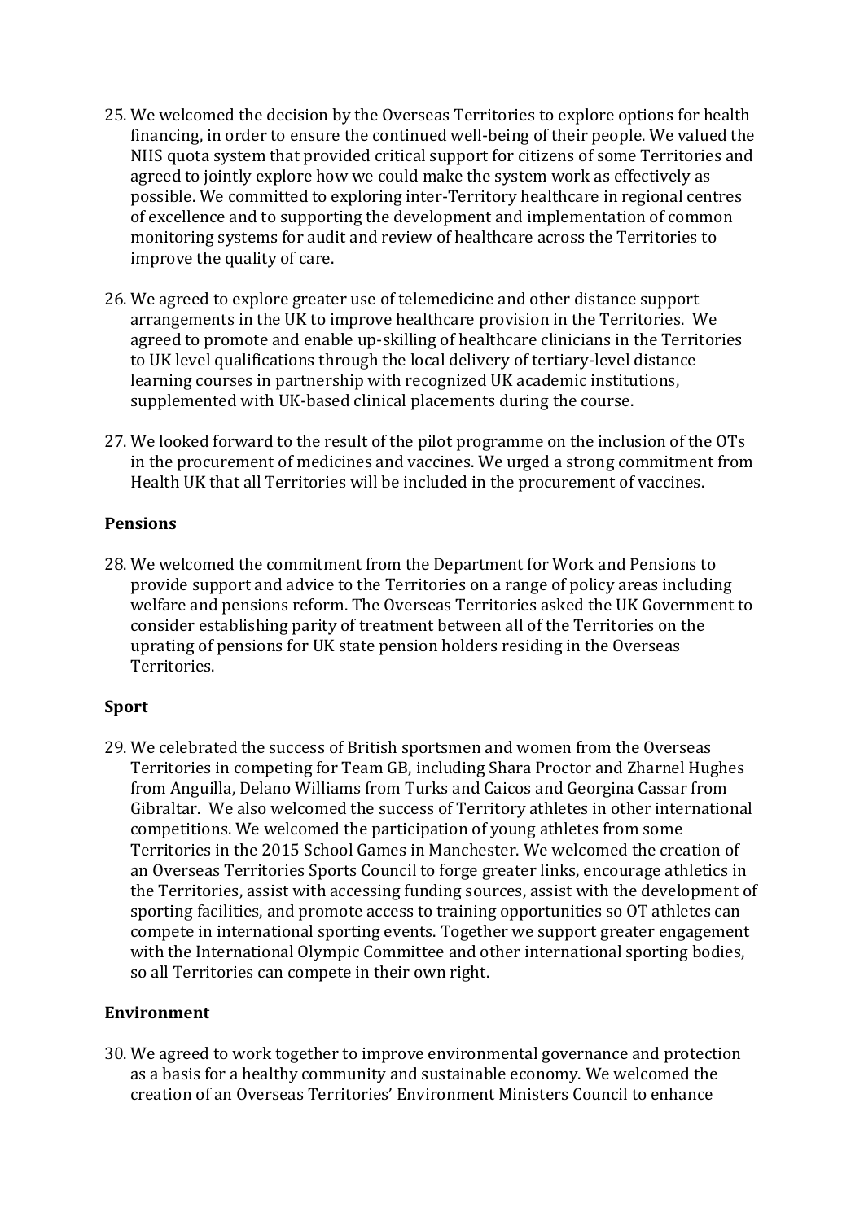25. We welcomed the decision by the Overseas Territories to explore options for health financing, in order to ensure the continued well-being of their people. We valued the NHS quota system that provided critical support for citizens of some Territories and agreed to jointly explore how we could make the system work as effectively as possible. We committed to exploring inter-Territory healthcare in regional centres of excellence and to supporting the development and implementation of common monitoring systems for audit and review of healthcare across the Territories to improve the quality of care.

26. We agreed to explore greater use of telemedicine and other distance support arrangements in the UK to improve healthcare provision in the Territories. We agreed to promote and enable up-skilling of healthcare clinicians in the Territories to UK level qualifications through the local delivery of tertiary-level distance learning courses in partnership with recognized UK academic institutions, supplemented with UK-based clinical placements during the course.

27. We looked forward to the result of the pilot programme on the inclusion of the OTs in the procurement of medicines and vaccines. We urged a strong commitment from Health UK that all Territories will be included in the procurement of vaccines.

**Pensions**

28. We welcomed the commitment from the Department for Work and Pensions to provide support and advice to the Territories on a range of policy areas including welfare and pensions reform. The Overseas Territories asked the UK Government to consider establishing parity of treatment between all of the Territories on the uprating of pensions for UK state pension holders residing in the Overseas Territories.

**Sport**

29. We celebrated the success of British sportsmen and women from the Overseas Territories in competing for Team GB, including Shara Proctor and Zharnel Hughes from Anguilla, Delano Williams from Turks and Caicos and Georgina Cassar from Gibraltar. We also welcomed the success of Territory athletes in other international competitions. We welcomed the participation of young athletes from some Territories in the 2015 School Games in Manchester. We welcomed the creation of an Overseas Territories Sports Council to forge greater links, encourage athletics in the Territories, assist with accessing funding sources, assist with the development of sporting facilities, and promote access to training opportunities so OT athletes can compete in international sporting events. Together we support greater engagement with the International Olympic Committee and other international sporting bodies, so all Territories can compete in their own right.

**Environment**

30. We agreed to work together to improve environmental governance and protection as a basis for a healthy community and sustainable economy. We welcomed the creation of an Overseas Territories' Environment Ministers Council to enhance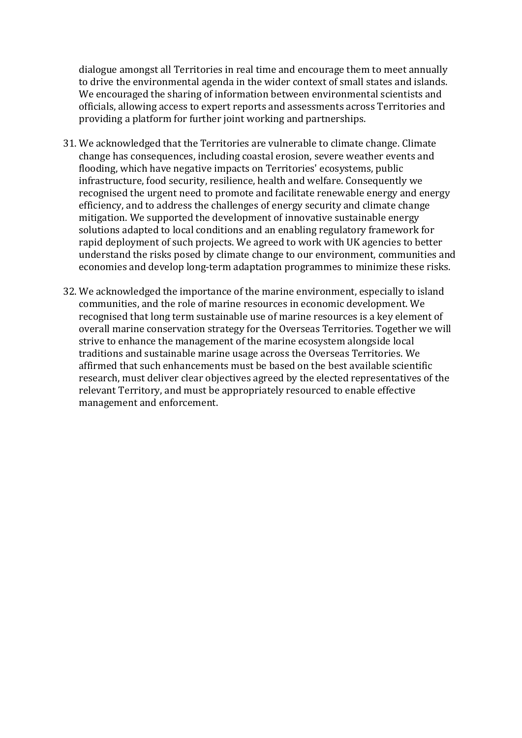dialogue amongst all Territories in real time and encourage them to meet annually to drive the environmental agenda in the wider context of small states and islands. We encouraged the sharing of information between environmental scientists and officials, allowing access to expert reports and assessments across Territories and providing a platform for further joint working and partnerships.

31. We acknowledged that the Territories are vulnerable to climate change. Climate change has consequences, including coastal erosion, severe weather events and flooding, which have negative impacts on Territories' ecosystems, public infrastructure, food security, resilience, health and welfare. Consequently we recognised the urgent need to promote and facilitate renewable energy and energy efficiency, and to address the challenges of energy security and climate change mitigation. We supported the development of innovative sustainable energy solutions adapted to local conditions and an enabling regulatory framework for rapid deployment of such projects. We agreed to work with UK agencies to better understand the risks posed by climate change to our environment, communities and economies and develop long-term adaptation programmes to minimize these risks.

32. We acknowledged the importance of the marine environment, especially to island communities, and the role of marine resources in economic development. We recognised that long term sustainable use of marine resources is a key element of overall marine conservation strategy for the Overseas Territories. Together we will strive to enhance the management of the marine ecosystem alongside local traditions and sustainable marine usage across the Overseas Territories. We affirmed that such enhancements must be based on the best available scientific research, must deliver clear objectives agreed by the elected representatives of the relevant Territory, and must be appropriately resourced to enable effective management and enforcement.